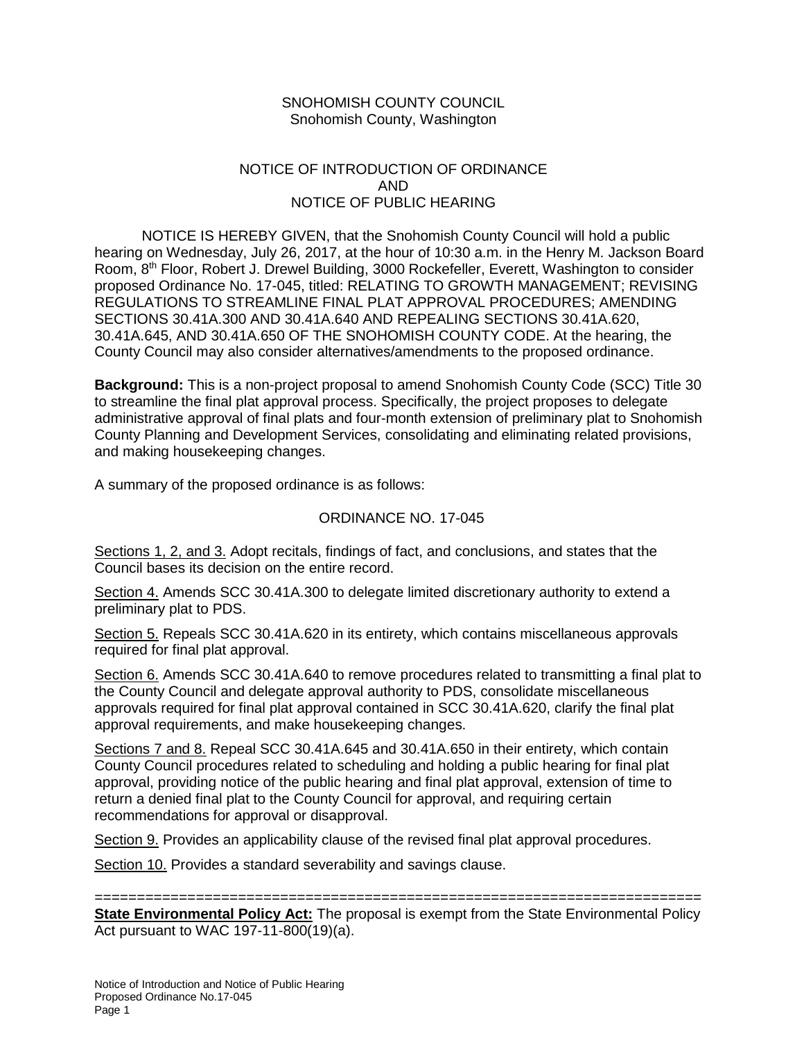SNOHOMISH COUNTY COUNCIL
Snohomish County, Washington

NOTICE OF INTRODUCTION OF ORDINANCE
AND
NOTICE OF PUBLIC HEARING

NOTICE IS HEREBY GIVEN, that the Snohomish County Council will hold a public hearing on Wednesday, July 26, 2017, at the hour of 10:30 a.m. in the Henry M. Jackson Board Room, 8th Floor, Robert J. Drewel Building, 3000 Rockefeller, Everett, Washington to consider proposed Ordinance No. 17-045, titled: RELATING TO GROWTH MANAGEMENT; REVISING REGULATIONS TO STREAMLINE FINAL PLAT APPROVAL PROCEDURES; AMENDING SECTIONS 30.41A.300 AND 30.41A.640 AND REPEALING SECTIONS 30.41A.620, 30.41A.645, AND 30.41A.650 OF THE SNOHOMISH COUNTY CODE. At the hearing, the County Council may also consider alternatives/amendments to the proposed ordinance.

**Background:** This is a non-project proposal to amend Snohomish County Code (SCC) Title 30 to streamline the final plat approval process. Specifically, the project proposes to delegate administrative approval of final plats and four-month extension of preliminary plat to Snohomish County Planning and Development Services, consolidating and eliminating related provisions, and making housekeeping changes.

A summary of the proposed ordinance is as follows:

ORDINANCE NO. 17-045

Sections 1, 2, and 3. Adopt recitals, findings of fact, and conclusions, and states that the Council bases its decision on the entire record.

Section 4. Amends SCC 30.41A.300 to delegate limited discretionary authority to extend a preliminary plat to PDS.

Section 5. Repeals SCC 30.41A.620 in its entirety, which contains miscellaneous approvals required for final plat approval.

Section 6. Amends SCC 30.41A.640 to remove procedures related to transmitting a final plat to the County Council and delegate approval authority to PDS, consolidate miscellaneous approvals required for final plat approval contained in SCC 30.41A.620, clarify the final plat approval requirements, and make housekeeping changes.

Sections 7 and 8. Repeal SCC 30.41A.645 and 30.41A.650 in their entirety, which contain County Council procedures related to scheduling and holding a public hearing for final plat approval, providing notice of the public hearing and final plat approval, extension of time to return a denied final plat to the County Council for approval, and requiring certain recommendations for approval or disapproval.

Section 9. Provides an applicability clause of the revised final plat approval procedures.

Section 10. Provides a standard severability and savings clause.

=======================================================================

**State Environmental Policy Act:** The proposal is exempt from the State Environmental Policy Act pursuant to WAC 197-11-800(19)(a).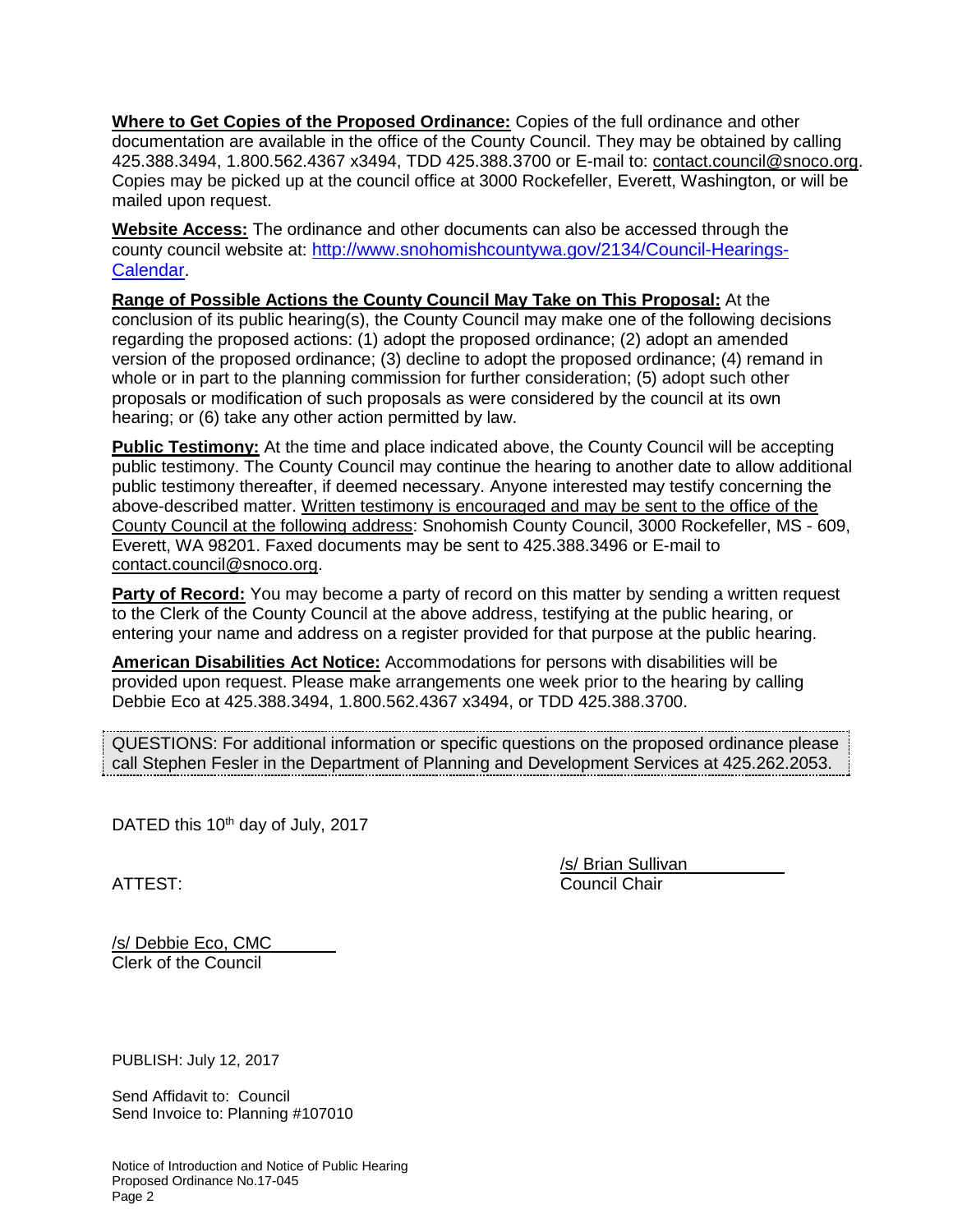**Where to Get Copies of the Proposed Ordinance:** Copies of the full ordinance and other documentation are available in the office of the County Council. They may be obtained by calling 425.388.3494, 1.800.562.4367 x3494, TDD 425.388.3700 or E-mail to: contact.council@snoco.org. Copies may be picked up at the council office at 3000 Rockefeller, Everett, Washington, or will be mailed upon request.

**Website Access:** The ordinance and other documents can also be accessed through the county council website at: [http://www.snohomishcountywa.gov/2134/Council-Hearings-Calendar](http://www.snohomishcountywa.gov/2134/Council-Hearings-Calendar).

**Range of Possible Actions the County Council May Take on This Proposal:** At the conclusion of its public hearing(s), the County Council may make one of the following decisions regarding the proposed actions: (1) adopt the proposed ordinance; (2) adopt an amended version of the proposed ordinance; (3) decline to adopt the proposed ordinance; (4) remand in whole or in part to the planning commission for further consideration; (5) adopt such other proposals or modification of such proposals as were considered by the council at its own hearing; or (6) take any other action permitted by law.

**Public Testimony:** At the time and place indicated above, the County Council will be accepting public testimony. The County Council may continue the hearing to another date to allow additional public testimony thereafter, if deemed necessary. Anyone interested may testify concerning the above-described matter. Written testimony is encouraged and may be sent to the office of the County Council at the following address: Snohomish County Council, 3000 Rockefeller, MS - 609, Everett, WA 98201. Faxed documents may be sent to 425.388.3496 or E-mail to contact.council@snoco.org.

**Party of Record:** You may become a party of record on this matter by sending a written request to the Clerk of the County Council at the above address, testifying at the public hearing, or entering your name and address on a register provided for that purpose at the public hearing.

**American Disabilities Act Notice:** Accommodations for persons with disabilities will be provided upon request. Please make arrangements one week prior to the hearing by calling Debbie Eco at 425.388.3494, 1.800.562.4367 x3494, or TDD 425.388.3700.

QUESTIONS: For additional information or specific questions on the proposed ordinance please call Stephen Fesler in the Department of Planning and Development Services at 425.262.2053.

DATED this 10th day of July, 2017

/s/ Brian Sullivan
Council Chair

ATTEST:

/s/ Debbie Eco, CMC
Clerk of the Council

PUBLISH: July 12, 2017

Send Affidavit to: Council
Send Invoice to: Planning #107010

Notice of Introduction and Notice of Public Hearing
Proposed Ordinance No.17-045